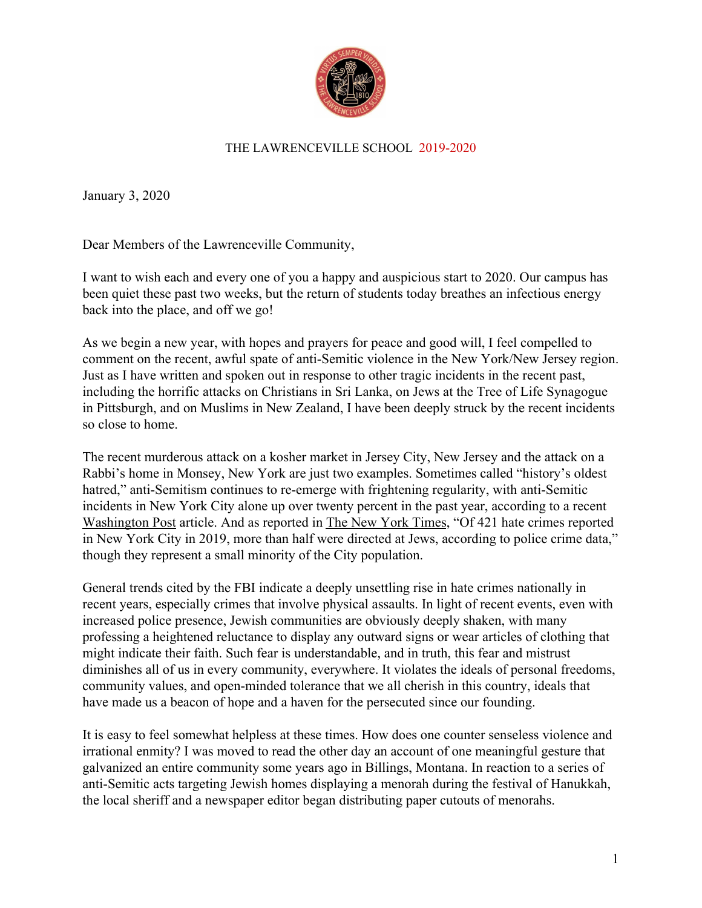THE LAWRENCEVILLE SCHOOL 2019-2020

January 3, 2020

Dear Members of the Lawrenceville Community,

I want to wish each and every one of you a happy and auspicious start to 2020. Our campus has been quiet these past two weeks, but the return of students today breathes an infectious energy back into the place, and off we go!

As we begin a new year, with hopes and prayers for peace and good will, I feel compelled to comment on the recent, awful spate of anti-Semitic violence in the New York/New Jersey region. Just as I have written and spoken out in response to other tragic incidents in the recent past, including the horrific attacks on Christians in Sri Lanka, on Jews at the Tree of Life Synagogue in Pittsburgh, and on Muslims in New Zealand, I have been deeply struck by the recent incidents so close to home.

The recent murderous attack on a kosher market in Jersey City, New Jersey and the attack on a Rabbi's home in Monsey, New York are just two examples. Sometimes called "history's oldest hatred," anti-Semitism continues to re-emerge with frightening regularity, with anti-Semitic incidents in New York City alone up over twenty percent in the past year, according to a recent Washington Post article. And as reported in The New York Times, "Of 421 hate crimes reported in New York City in 2019, more than half were directed at Jews, according to police crime data," though they represent a small minority of the City population.

General trends cited by the FBI indicate a deeply unsettling rise in hate crimes nationally in recent years, especially crimes that involve physical assaults. In light of recent events, even with increased police presence, Jewish communities are obviously deeply shaken, with many professing a heightened reluctance to display any outward signs or wear articles of clothing that might indicate their faith. Such fear is understandable, and in truth, this fear and mistrust diminishes all of us in every community, everywhere. It violates the ideals of personal freedoms, community values, and open-minded tolerance that we all cherish in this country, ideals that have made us a beacon of hope and a haven for the persecuted since our founding.

It is easy to feel somewhat helpless at these times. How does one counter senseless violence and irrational enmity? I was moved to read the other day an account of one meaningful gesture that galvanized an entire community some years ago in Billings, Montana. In reaction to a series of anti-Semitic acts targeting Jewish homes displaying a menorah during the festival of Hanukkah, the local sheriff and a newspaper editor began distributing paper cutouts of menorahs.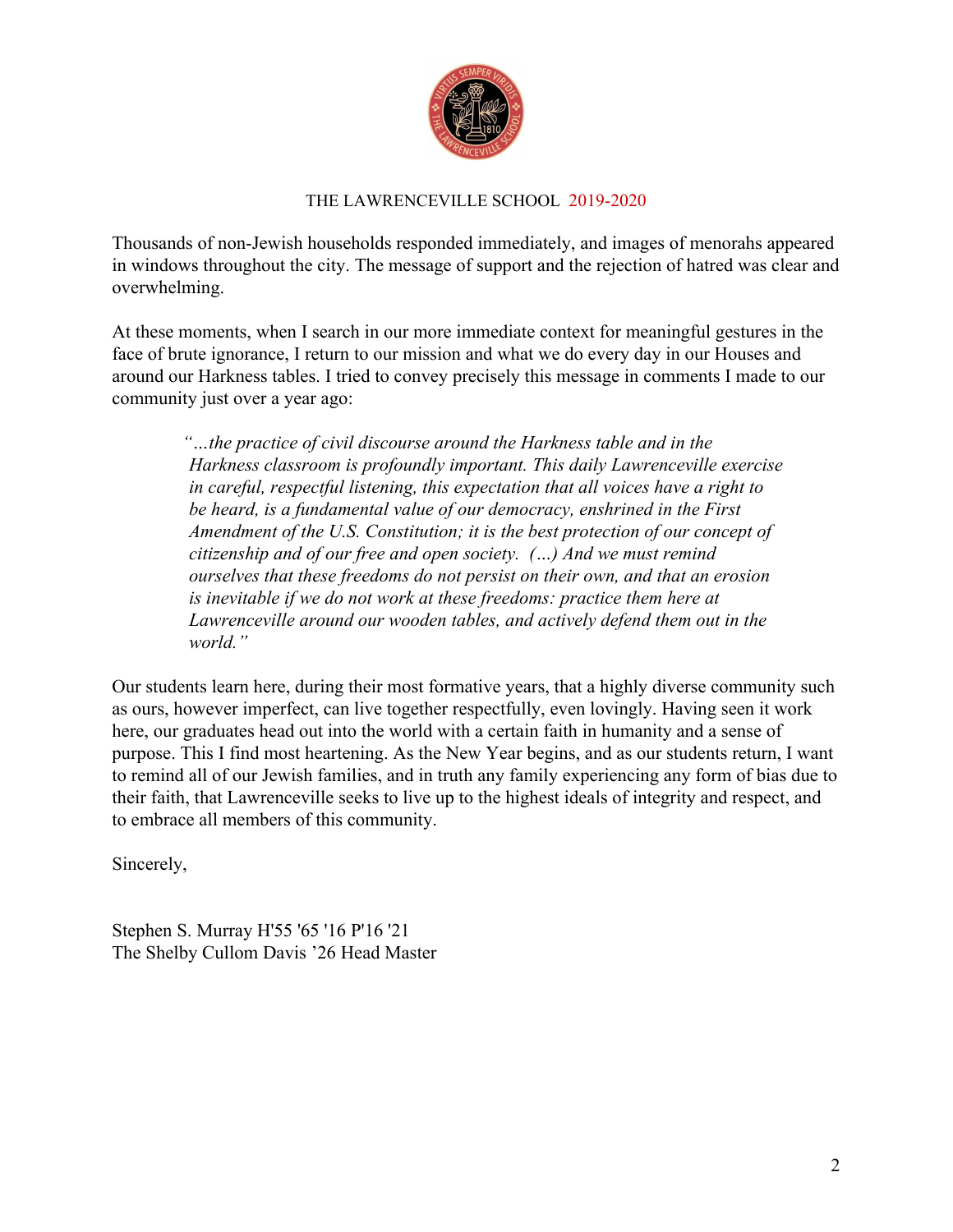Thousands of non-Jewish households responded immediately, and images of menorahs appeared in windows throughout the city. The message of support and the rejection of hatred was clear and overwhelming.

At these moments, when I search in our more immediate context for meaningful gestures in the face of brute ignorance, I return to our mission and what we do every day in our Houses and around our Harkness tables. I tried to convey precisely this message in comments I made to our community just over a year ago:

> *"…the practice of civil discourse around the Harkness table and in the Harkness classroom is profoundly important. This daily Lawrenceville exercise in careful, respectful listening, this expectation that all voices have a right to be heard, is a fundamental value of our democracy, enshrined in the First Amendment of the U.S. Constitution; it is the best protection of our concept of citizenship and of our free and open society. (…) And we must remind ourselves that these freedoms do not persist on their own, and that an erosion is inevitable if we do not work at these freedoms: practice them here at Lawrenceville around our wooden tables, and actively defend them out in the world."*

Our students learn here, during their most formative years, that a highly diverse community such as ours, however imperfect, can live together respectfully, even lovingly. Having seen it work here, our graduates head out into the world with a certain faith in humanity and a sense of purpose. This I find most heartening. As the New Year begins, and as our students return, I want to remind all of our Jewish families, and in truth any family experiencing any form of bias due to their faith, that Lawrenceville seeks to live up to the highest ideals of integrity and respect, and to embrace all members of this community.

Sincerely,

Stephen S. Murray H'55 '65 '16 P'16 '21
The Shelby Cullom Davis '26 Head Master